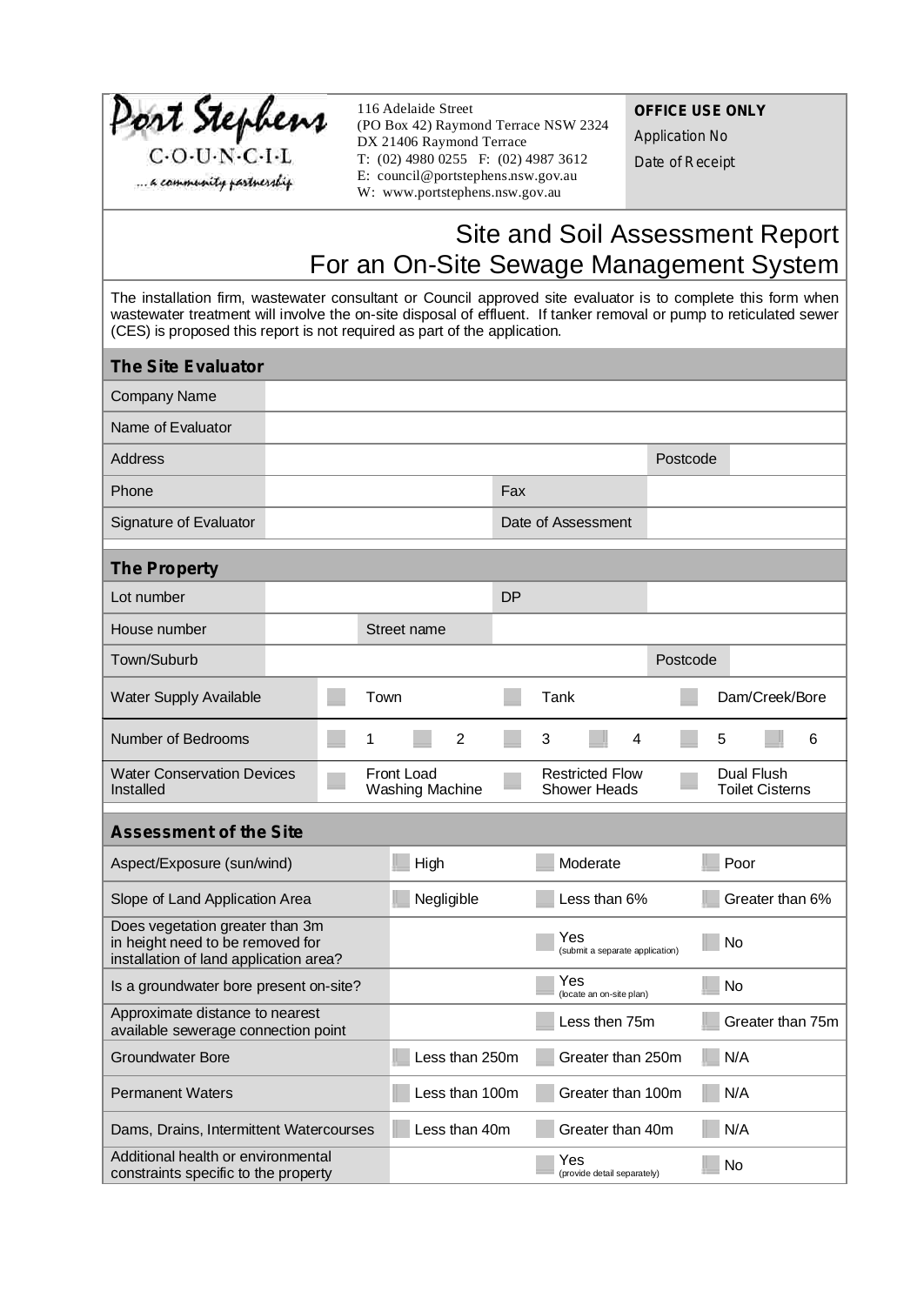Port Stephens
C·O·U·N·C·I·L
... a community partnership

116 Adelaide Street
(PO Box 42) Raymond Terrace NSW 2324
DX 21406 Raymond Terrace
T: (02) 4980 0255 F: (02) 4987 3612
E: council@portstephens.nsw.gov.au
W: www.portstephens.nsw.gov.au

**OFFICE USE ONLY**
Application No
Date of Receipt

# Site and Soil Assessment Report For an On-Site Sewage Management System

The installation firm, wastewater consultant or Council approved site evaluator is to complete this form when wastewater treatment will involve the on-site disposal of effluent. If tanker removal or pump to reticulated sewer (CES) is proposed this report is not required as part of the application.

## The Site Evaluator

| | | | |
|---|---|---|---|
| Company Name | | | |
| Name of Evaluator | | | |
| Address | | Postcode | |
| Phone | | Fax | |
| Signature of Evaluator | | Date of Assessment | |

## The Property

| | | | |
|---|---|---|---|
| Lot number | | DP | |
| House number | | Street name | |
| Town/Suburb | | Postcode | |

| | | | | | | |
|---|---|---|---|---|---|---|
| Water Supply Available | ☐ Town | | ☐ Tank | | ☐ Dam/Creek/Bore | |
| Number of Bedrooms | ☐ 1 | ☐ 2 | ☐ 3 | ☐ 4 | ☐ 5 | ☐ 6 |
| Water Conservation Devices Installed | ☐ Front Load Washing Machine | | ☐ Restricted Flow Shower Heads | | ☐ Dual Flush Toilet Cisterns | |

## Assessment of the Site

| | | | |
|---|---|---|---|
| Aspect/Exposure (sun/wind) | ☐ High | ☐ Moderate | ☐ Poor |
| Slope of Land Application Area | ☐ Negligible | ☐ Less than 6% | ☐ Greater than 6% |
| Does vegetation greater than 3m in height need to be removed for installation of land application area? | | ☐ Yes (submit a separate application) | ☐ No |
| Is a groundwater bore present on-site? | | ☐ Yes (locate an on-site plan) | ☐ No |
| Approximate distance to nearest available sewerage connection point | | ☐ Less then 75m | ☐ Greater than 75m |
| Groundwater Bore | ☐ Less than 250m | ☐ Greater than 250m | ☐ N/A |
| Permanent Waters | ☐ Less than 100m | ☐ Greater than 100m | ☐ N/A |
| Dams, Drains, Intermittent Watercourses | ☐ Less than 40m | ☐ Greater than 40m | ☐ N/A |
| Additional health or environmental constraints specific to the property | | ☐ Yes (provide detail separately) | ☐ No |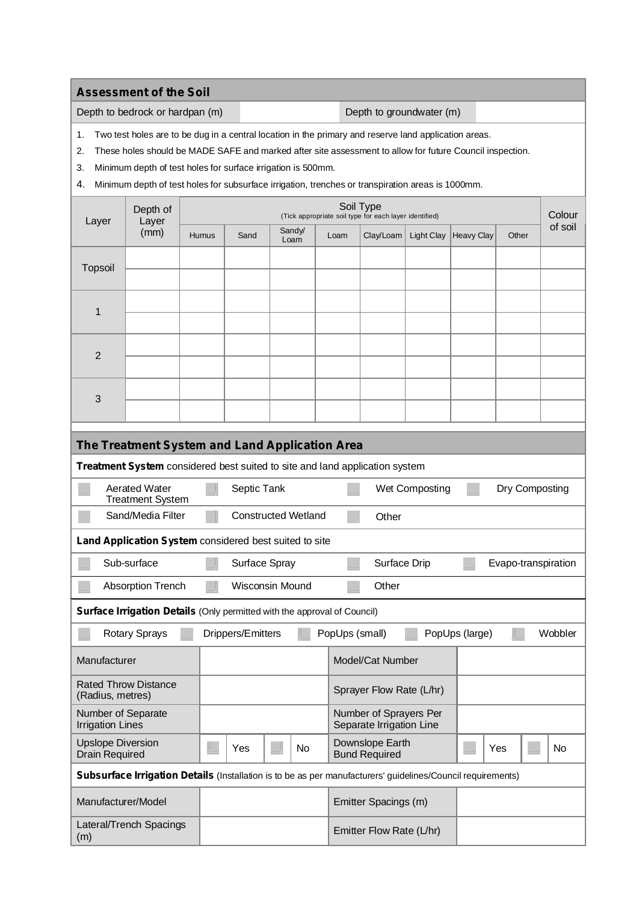## Assessment of the Soil

| Depth to bedrock or hardpan (m) | | Depth to groundwater (m) | |
|---|---|---|---|

1. Two test holes are to be dug in a central location in the primary and reserve land application areas.
2. These holes should be MADE SAFE and marked after site assessment to allow for future Council inspection.
3. Minimum depth of test holes for surface irrigation is 500mm.
4. Minimum depth of test holes for subsurface irrigation, trenches or transpiration areas is 1000mm.

| Layer | Depth of Layer (mm) | Soil Type (Tick appropriate soil type for each layer identified) | | | | | | | | Colour of soil |
|---|---|---|---|---|---|---|---|---|---|---|
| | | Humus | Sand | Sandy/ Loam | Loam | Clay/Loam | Light Clay | Heavy Clay | Other | |
| Topsoil | | | | | | | | | | |
| | | | | | | | | | | |
| 1 | | | | | | | | | | |
| | | | | | | | | | | |
| 2 | | | | | | | | | | |
| | | | | | | | | | | |
| 3 | | | | | | | | | | |
| | | | | | | | | | | |

## The Treatment System and Land Application Area

**Treatment System** considered best suited to site and land application system

- ☐ Aerated Water Treatment System
- ☐ Septic Tank
- ☐ Wet Composting
- ☐ Dry Composting
- ☐ Sand/Media Filter
- ☐ Constructed Wetland
- ☐ Other

**Land Application System** considered best suited to site

- ☐ Sub-surface
- ☐ Surface Spray
- ☐ Surface Drip
- ☐ Evapo-transpiration
- ☐ Absorption Trench
- ☐ Wisconsin Mound
- ☐ Other

**Surface Irrigation Details** (Only permitted with the approval of Council)

- ☐ Rotary Sprays
- ☐ Drippers/Emitters
- ☐ PopUps (small)
- ☐ PopUps (large)
- ☐ Wobbler

| Manufacturer | | Model/Cat Number | |
|---|---|---|---|
| Rated Throw Distance (Radius, metres) | | Sprayer Flow Rate (L/hr) | |
| Number of Separate Irrigation Lines | | Number of Sprayers Per Separate Irrigation Line | |
| Upslope Diversion Drain Required | ☐ Yes ☐ No | Downslope Earth Bund Required | ☐ Yes ☐ No |

**Subsurface Irrigation Details** (Installation is to be as per manufacturers' guidelines/Council requirements)

| Manufacturer/Model | | Emitter Spacings (m) | |
|---|---|---|---|
| Lateral/Trench Spacings (m) | | Emitter Flow Rate (L/hr) | |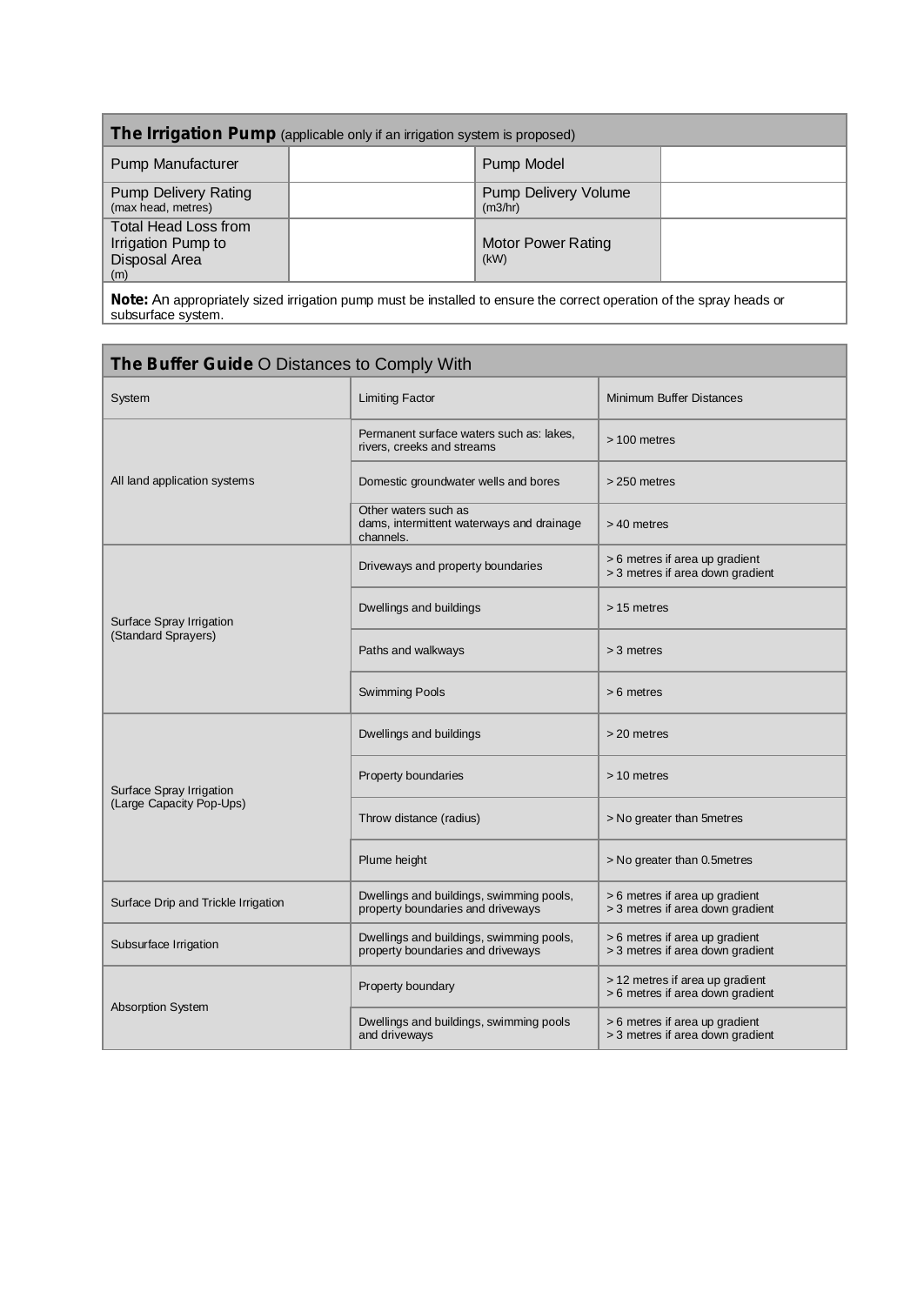| **The Irrigation Pump** (applicable only if an irrigation system is proposed) | | | |
|---|---|---|---|
| Pump Manufacturer | | Pump Model | |
| Pump Delivery Rating (max head, metres) | | Pump Delivery Volume (m3/hr) | |
| Total Head Loss from Irrigation Pump to Disposal Area (m) | | Motor Power Rating (kW) | |

**Note:** An appropriately sized irrigation pump must be installed to ensure the correct operation of the spray heads or subsurface system.

| **The Buffer Guide** O Distances to Comply With | | |
|---|---|---|
| System | Limiting Factor | Minimum Buffer Distances |
| All land application systems | Permanent surface waters such as: lakes, rivers, creeks and streams | > 100 metres |
| | Domestic groundwater wells and bores | > 250 metres |
| | Other waters such as dams, intermittent waterways and drainage channels. | > 40 metres |
| Surface Spray Irrigation (Standard Sprayers) | Driveways and property boundaries | > 6 metres if area up gradient<br>> 3 metres if area down gradient |
| | Dwellings and buildings | > 15 metres |
| | Paths and walkways | > 3 metres |
| | Swimming Pools | > 6 metres |
| Surface Spray Irrigation (Large Capacity Pop-Ups) | Dwellings and buildings | > 20 metres |
| | Property boundaries | > 10 metres |
| | Throw distance (radius) | > No greater than 5metres |
| | Plume height | > No greater than 0.5metres |
| Surface Drip and Trickle Irrigation | Dwellings and buildings, swimming pools, property boundaries and driveways | > 6 metres if area up gradient<br>> 3 metres if area down gradient |
| Subsurface Irrigation | Dwellings and buildings, swimming pools, property boundaries and driveways | > 6 metres if area up gradient<br>> 3 metres if area down gradient |
| Absorption System | Property boundary | > 12 metres if area up gradient<br>> 6 metres if area down gradient |
| | Dwellings and buildings, swimming pools and driveways | > 6 metres if area up gradient<br>> 3 metres if area down gradient |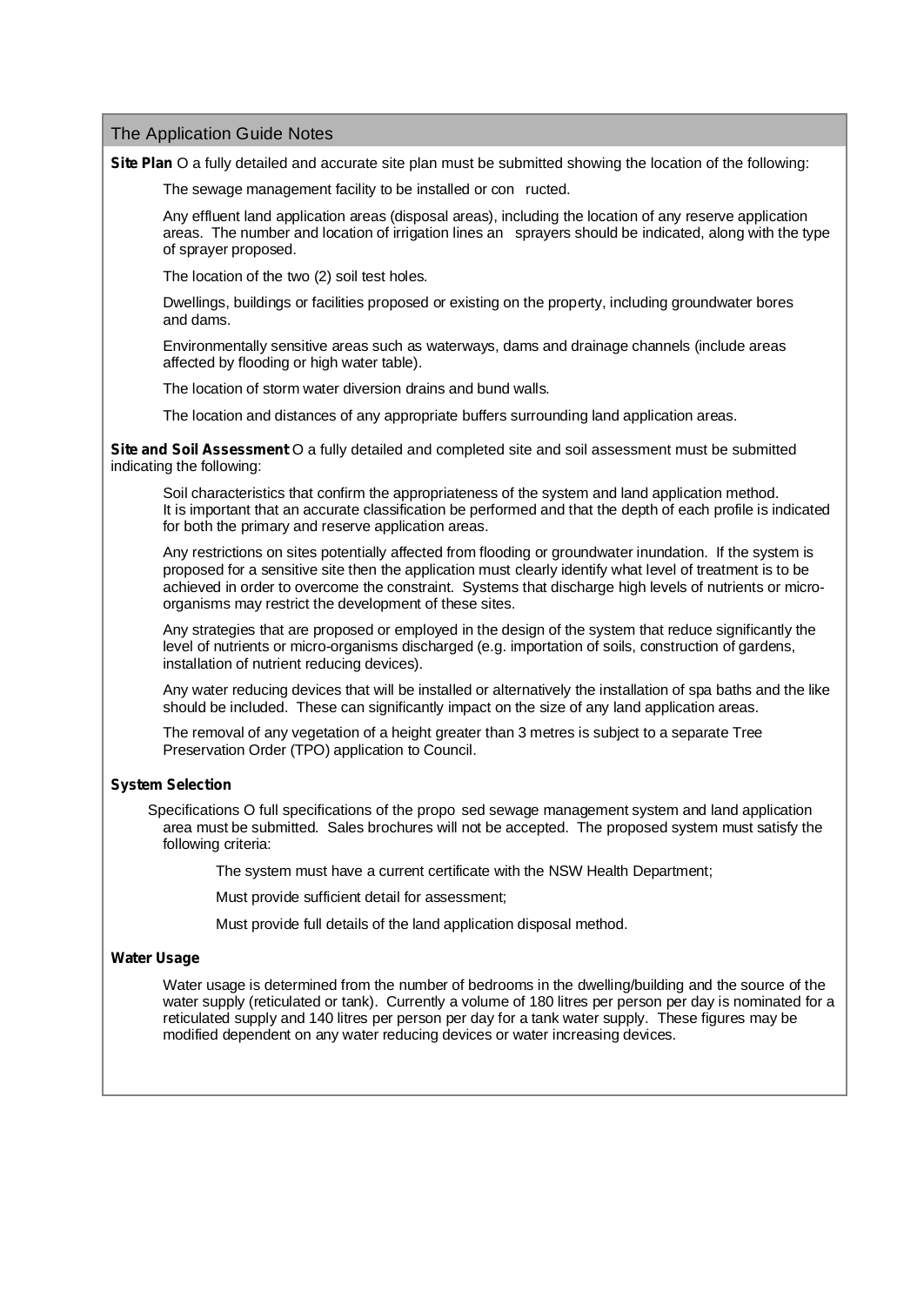## The Application Guide Notes

**Site Plan** O a fully detailed and accurate site plan must be submitted showing the location of the following:

The sewage management facility to be installed or con ructed.

Any effluent land application areas (disposal areas), including the location of any reserve application areas. The number and location of irrigation lines an sprayers should be indicated, along with the type of sprayer proposed.

The location of the two (2) soil test holes.

Dwellings, buildings or facilities proposed or existing on the property, including groundwater bores and dams.

Environmentally sensitive areas such as waterways, dams and drainage channels (include areas affected by flooding or high water table).

The location of storm water diversion drains and bund walls.

The location and distances of any appropriate buffers surrounding land application areas.

**Site and Soil Assessment** O a fully detailed and completed site and soil assessment must be submitted indicating the following:

Soil characteristics that confirm the appropriateness of the system and land application method. It is important that an accurate classification be performed and that the depth of each profile is indicated for both the primary and reserve application areas.

Any restrictions on sites potentially affected from flooding or groundwater inundation. If the system is proposed for a sensitive site then the application must clearly identify what level of treatment is to be achieved in order to overcome the constraint. Systems that discharge high levels of nutrients or micro-organisms may restrict the development of these sites.

Any strategies that are proposed or employed in the design of the system that reduce significantly the level of nutrients or micro-organisms discharged (e.g. importation of soils, construction of gardens, installation of nutrient reducing devices).

Any water reducing devices that will be installed or alternatively the installation of spa baths and the like should be included. These can significantly impact on the size of any land application areas.

The removal of any vegetation of a height greater than 3 metres is subject to a separate Tree Preservation Order (TPO) application to Council.

**System Selection**

Specifications O full specifications of the propo sed sewage management system and land application area must be submitted. Sales brochures will not be accepted. The proposed system must satisfy the following criteria:

The system must have a current certificate with the NSW Health Department;

Must provide sufficient detail for assessment;

Must provide full details of the land application disposal method.

**Water Usage**

Water usage is determined from the number of bedrooms in the dwelling/building and the source of the water supply (reticulated or tank). Currently a volume of 180 litres per person per day is nominated for a reticulated supply and 140 litres per person per day for a tank water supply. These figures may be modified dependent on any water reducing devices or water increasing devices.